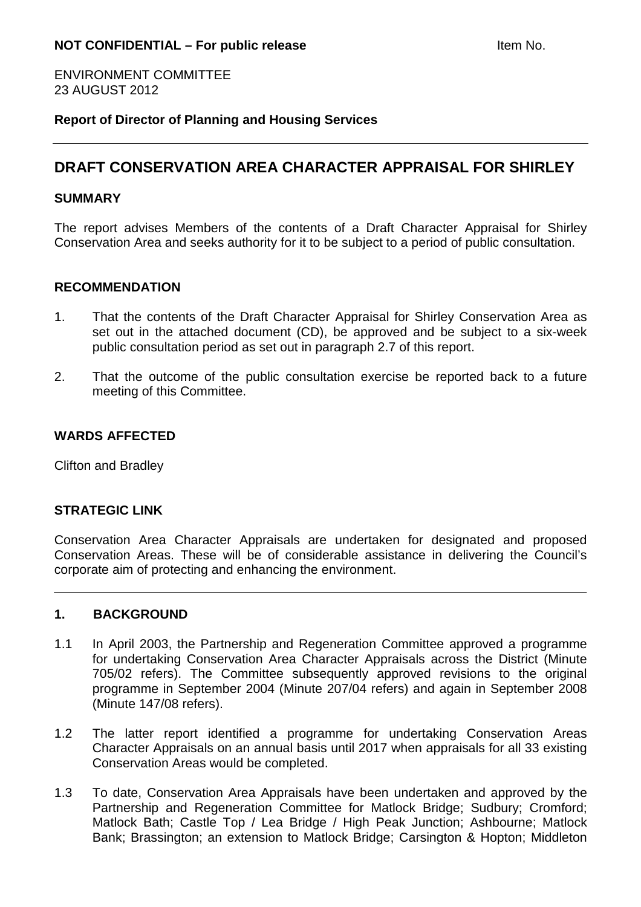**NOT CONFIDENTIAL – For public release** Item No.

ENVIRONMENT COMMITTEE
23 AUGUST 2012

**Report of Director of Planning and Housing Services**

---

## DRAFT CONSERVATION AREA CHARACTER APPRAISAL FOR SHIRLEY

### SUMMARY

The report advises Members of the contents of a Draft Character Appraisal for Shirley Conservation Area and seeks authority for it to be subject to a period of public consultation.

### RECOMMENDATION

1. That the contents of the Draft Character Appraisal for Shirley Conservation Area as set out in the attached document (CD), be approved and be subject to a six-week public consultation period as set out in paragraph 2.7 of this report.

2. That the outcome of the public consultation exercise be reported back to a future meeting of this Committee.

### WARDS AFFECTED

Clifton and Bradley

### STRATEGIC LINK

Conservation Area Character Appraisals are undertaken for designated and proposed Conservation Areas. These will be of considerable assistance in delivering the Council's corporate aim of protecting and enhancing the environment.

---

### 1. BACKGROUND

1.1 In April 2003, the Partnership and Regeneration Committee approved a programme for undertaking Conservation Area Character Appraisals across the District (Minute 705/02 refers). The Committee subsequently approved revisions to the original programme in September 2004 (Minute 207/04 refers) and again in September 2008 (Minute 147/08 refers).

1.2 The latter report identified a programme for undertaking Conservation Areas Character Appraisals on an annual basis until 2017 when appraisals for all 33 existing Conservation Areas would be completed.

1.3 To date, Conservation Area Appraisals have been undertaken and approved by the Partnership and Regeneration Committee for Matlock Bridge; Sudbury; Cromford; Matlock Bath; Castle Top / Lea Bridge / High Peak Junction; Ashbourne; Matlock Bank; Brassington; an extension to Matlock Bridge; Carsington & Hopton; Middleton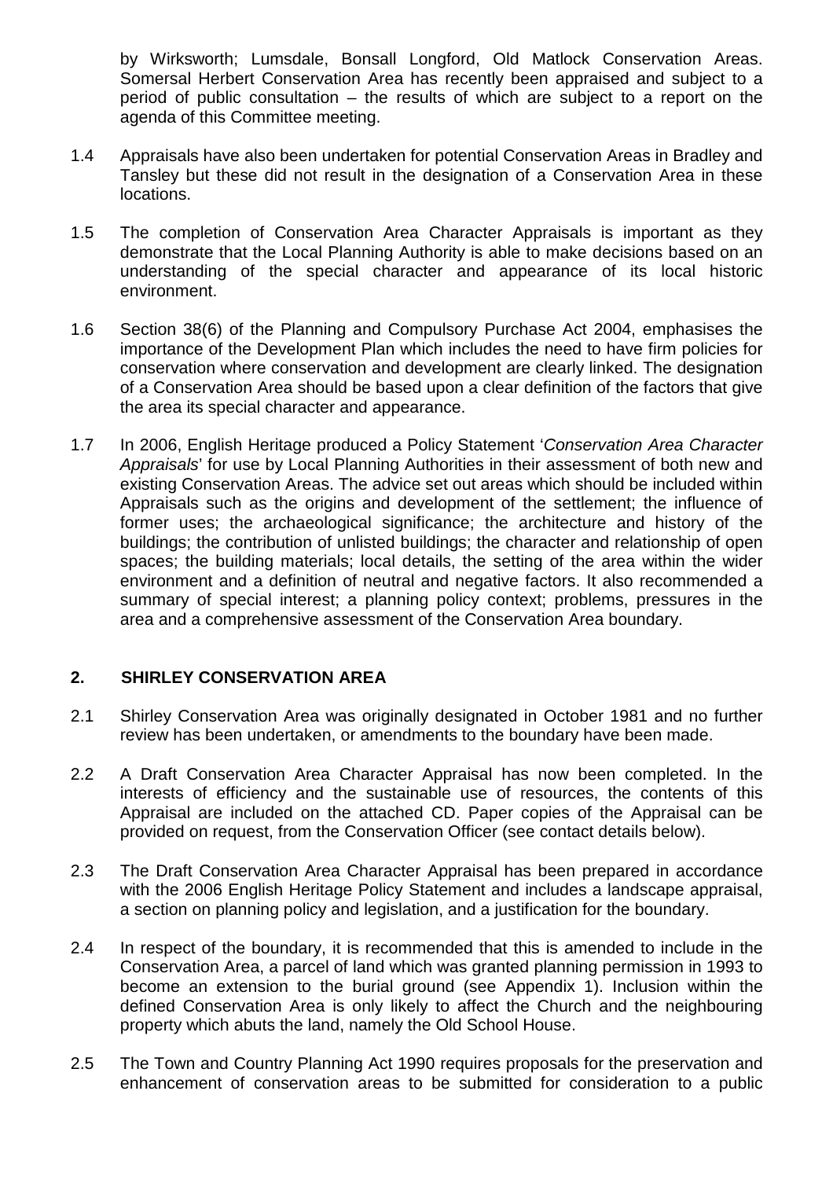by Wirksworth; Lumsdale, Bonsall Longford, Old Matlock Conservation Areas. Somersal Herbert Conservation Area has recently been appraised and subject to a period of public consultation – the results of which are subject to a report on the agenda of this Committee meeting.

1.4 Appraisals have also been undertaken for potential Conservation Areas in Bradley and Tansley but these did not result in the designation of a Conservation Area in these locations.

1.5 The completion of Conservation Area Character Appraisals is important as they demonstrate that the Local Planning Authority is able to make decisions based on an understanding of the special character and appearance of its local historic environment.

1.6 Section 38(6) of the Planning and Compulsory Purchase Act 2004, emphasises the importance of the Development Plan which includes the need to have firm policies for conservation where conservation and development are clearly linked. The designation of a Conservation Area should be based upon a clear definition of the factors that give the area its special character and appearance.

1.7 In 2006, English Heritage produced a Policy Statement '*Conservation Area Character Appraisals*' for use by Local Planning Authorities in their assessment of both new and existing Conservation Areas. The advice set out areas which should be included within Appraisals such as the origins and development of the settlement; the influence of former uses; the archaeological significance; the architecture and history of the buildings; the contribution of unlisted buildings; the character and relationship of open spaces; the building materials; local details, the setting of the area within the wider environment and a definition of neutral and negative factors. It also recommended a summary of special interest; a planning policy context; problems, pressures in the area and a comprehensive assessment of the Conservation Area boundary.

## 2. SHIRLEY CONSERVATION AREA

2.1 Shirley Conservation Area was originally designated in October 1981 and no further review has been undertaken, or amendments to the boundary have been made.

2.2 A Draft Conservation Area Character Appraisal has now been completed. In the interests of efficiency and the sustainable use of resources, the contents of this Appraisal are included on the attached CD. Paper copies of the Appraisal can be provided on request, from the Conservation Officer (see contact details below).

2.3 The Draft Conservation Area Character Appraisal has been prepared in accordance with the 2006 English Heritage Policy Statement and includes a landscape appraisal, a section on planning policy and legislation, and a justification for the boundary.

2.4 In respect of the boundary, it is recommended that this is amended to include in the Conservation Area, a parcel of land which was granted planning permission in 1993 to become an extension to the burial ground (see Appendix 1). Inclusion within the defined Conservation Area is only likely to affect the Church and the neighbouring property which abuts the land, namely the Old School House.

2.5 The Town and Country Planning Act 1990 requires proposals for the preservation and enhancement of conservation areas to be submitted for consideration to a public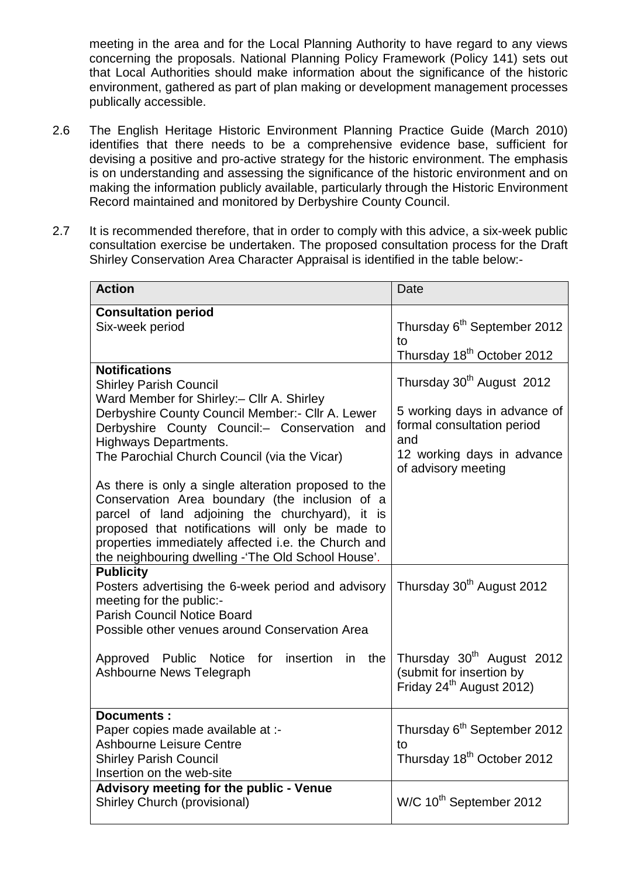meeting in the area and for the Local Planning Authority to have regard to any views concerning the proposals. National Planning Policy Framework (Policy 141) sets out that Local Authorities should make information about the significance of the historic environment, gathered as part of plan making or development management processes publically accessible.

2.6 The English Heritage Historic Environment Planning Practice Guide (March 2010) identifies that there needs to be a comprehensive evidence base, sufficient for devising a positive and pro-active strategy for the historic environment. The emphasis is on understanding and assessing the significance of the historic environment and on making the information publicly available, particularly through the Historic Environment Record maintained and monitored by Derbyshire County Council.

2.7 It is recommended therefore, that in order to comply with this advice, a six-week public consultation exercise be undertaken. The proposed consultation process for the Draft Shirley Conservation Area Character Appraisal is identified in the table below:-

| **Action** | Date |
|---|---|
| **Consultation period**<br>Six-week period | Thursday 6th September 2012 to Thursday 18th October 2012 |
| **Notifications**<br>Shirley Parish Council<br>Ward Member for Shirley:– Cllr A. Shirley<br>Derbyshire County Council Member:- Cllr A. Lewer<br>Derbyshire County Council:– Conservation and Highways Departments.<br>The Parochial Church Council (via the Vicar)<br><br>As there is only a single alteration proposed to the Conservation Area boundary (the inclusion of a parcel of land adjoining the churchyard), it is proposed that notifications will only be made to properties immediately affected i.e. the Church and the neighbouring dwelling -'The Old School House'. | Thursday 30th August 2012<br><br>5 working days in advance of formal consultation period and<br>12 working days in advance of advisory meeting |
| **Publicity**<br>Posters advertising the 6-week period and advisory meeting for the public:-<br>Parish Council Notice Board<br>Possible other venues around Conservation Area<br><br>Approved Public Notice for insertion in the Ashbourne News Telegraph | Thursday 30th August 2012<br><br><br><br><br>Thursday 30th August 2012 (submit for insertion by Friday 24th August 2012) |
| **Documents :**<br>Paper copies made available at :-<br>Ashbourne Leisure Centre<br>Shirley Parish Council<br>Insertion on the web-site | Thursday 6th September 2012 to Thursday 18th October 2012 |
| **Advisory meeting for the public - Venue**<br>Shirley Church (provisional) | W/C 10th September 2012 |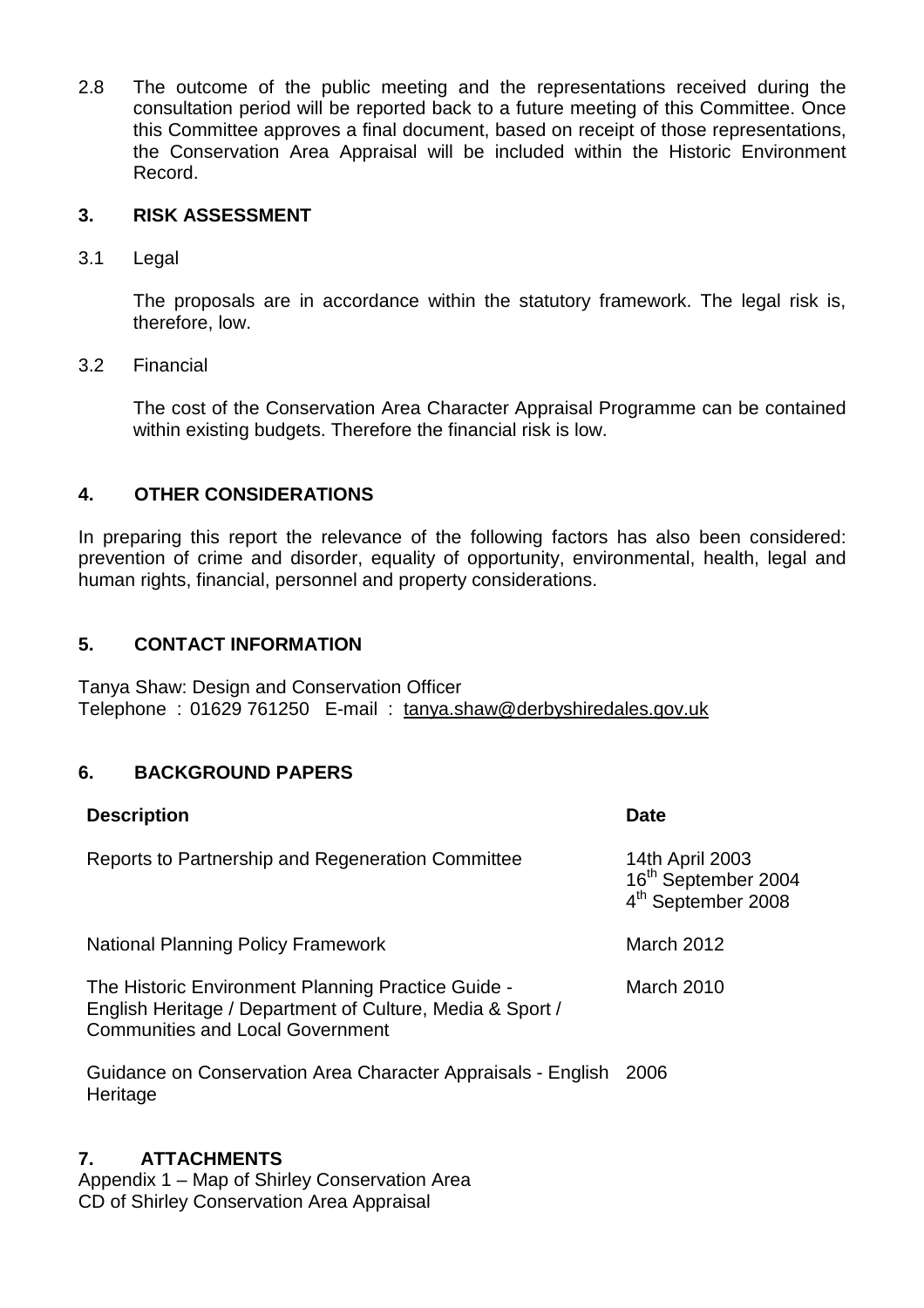2.8 The outcome of the public meeting and the representations received during the consultation period will be reported back to a future meeting of this Committee. Once this Committee approves a final document, based on receipt of those representations, the Conservation Area Appraisal will be included within the Historic Environment Record.

## 3. RISK ASSESSMENT

3.1 Legal

The proposals are in accordance within the statutory framework. The legal risk is, therefore, low.

3.2 Financial

The cost of the Conservation Area Character Appraisal Programme can be contained within existing budgets. Therefore the financial risk is low.

## 4. OTHER CONSIDERATIONS

In preparing this report the relevance of the following factors has also been considered: prevention of crime and disorder, equality of opportunity, environmental, health, legal and human rights, financial, personnel and property considerations.

## 5. CONTACT INFORMATION

Tanya Shaw: Design and Conservation Officer
Telephone : 01629 761250 E-mail : tanya.shaw@derbyshiredales.gov.uk

## 6. BACKGROUND PAPERS

| Description | Date |
|---|---|
| Reports to Partnership and Regeneration Committee | 14th April 2003<br>16th September 2004<br>4th September 2008 |
| National Planning Policy Framework | March 2012 |
| The Historic Environment Planning Practice Guide - English Heritage / Department of Culture, Media & Sport / Communities and Local Government | March 2010 |
| Guidance on Conservation Area Character Appraisals - English Heritage | 2006 |

## 7. ATTACHMENTS

Appendix 1 – Map of Shirley Conservation Area
CD of Shirley Conservation Area Appraisal